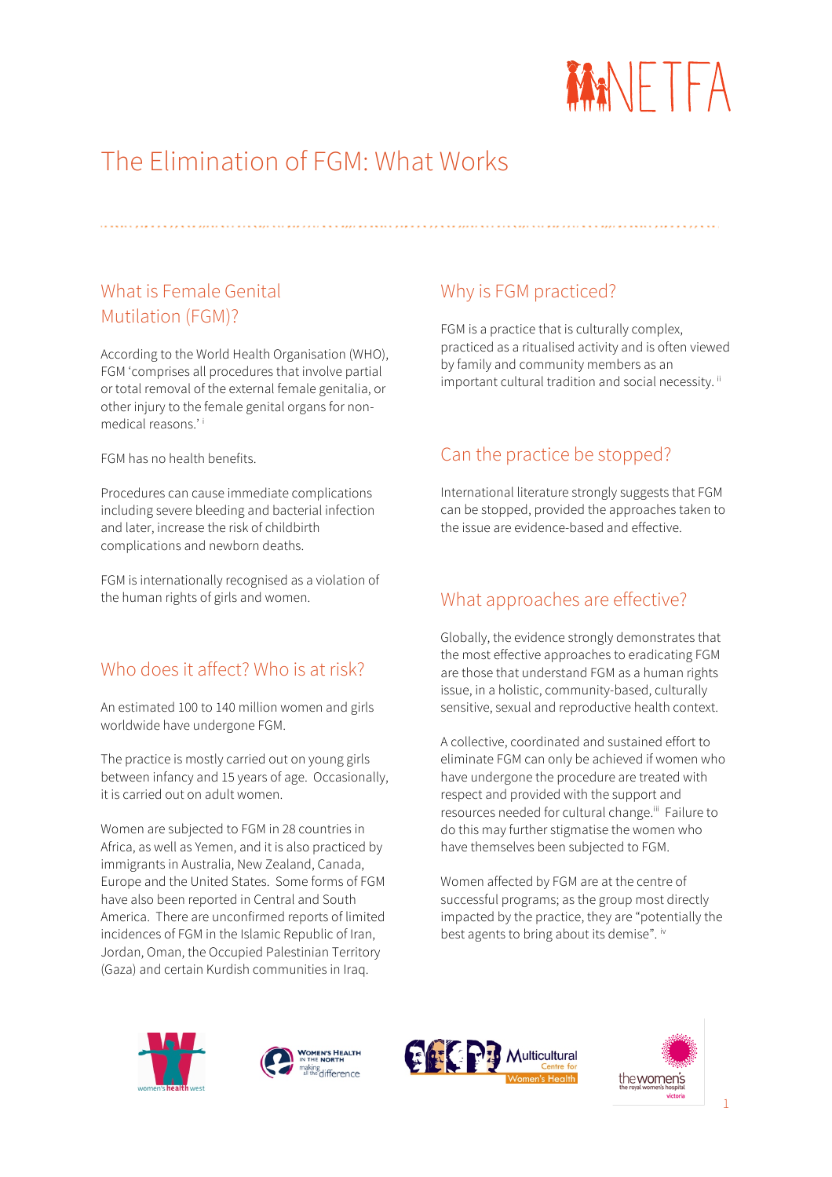# The Elimination of FGM: What Works

## What is Female Genital Mutilation (FGM)?

According to the World Health Organisation (WHO), FGM 'comprises all procedures that involve partial or total removal of the external female genitalia, or other injury to the female genital organs for non-medical reasons.' [i]

FGM has no health benefits.

Procedures can cause immediate complications including severe bleeding and bacterial infection and later, increase the risk of childbirth complications and newborn deaths.

FGM is internationally recognised as a violation of the human rights of girls and women.

## Who does it affect? Who is at risk?

An estimated 100 to 140 million women and girls worldwide have undergone FGM.

The practice is mostly carried out on young girls between infancy and 15 years of age. Occasionally, it is carried out on adult women.

Women are subjected to FGM in 28 countries in Africa, as well as Yemen, and it is also practiced by immigrants in Australia, New Zealand, Canada, Europe and the United States. Some forms of FGM have also been reported in Central and South America. There are unconfirmed reports of limited incidences of FGM in the Islamic Republic of Iran, Jordan, Oman, the Occupied Palestinian Territory (Gaza) and certain Kurdish communities in Iraq.

## Why is FGM practiced?

FGM is a practice that is culturally complex, practiced as a ritualised activity and is often viewed by family and community members as an important cultural tradition and social necessity. [ii]

## Can the practice be stopped?

International literature strongly suggests that FGM can be stopped, provided the approaches taken to the issue are evidence-based and effective.

## What approaches are effective?

Globally, the evidence strongly demonstrates that the most effective approaches to eradicating FGM are those that understand FGM as a human rights issue, in a holistic, community-based, culturally sensitive, sexual and reproductive health context.

A collective, coordinated and sustained effort to eliminate FGM can only be achieved if women who have undergone the procedure are treated with respect and provided with the support and resources needed for cultural change.[iii] Failure to do this may further stigmatise the women who have themselves been subjected to FGM.

Women affected by FGM are at the centre of successful programs; as the group most directly impacted by the practice, they are "potentially the best agents to bring about its demise". [iv]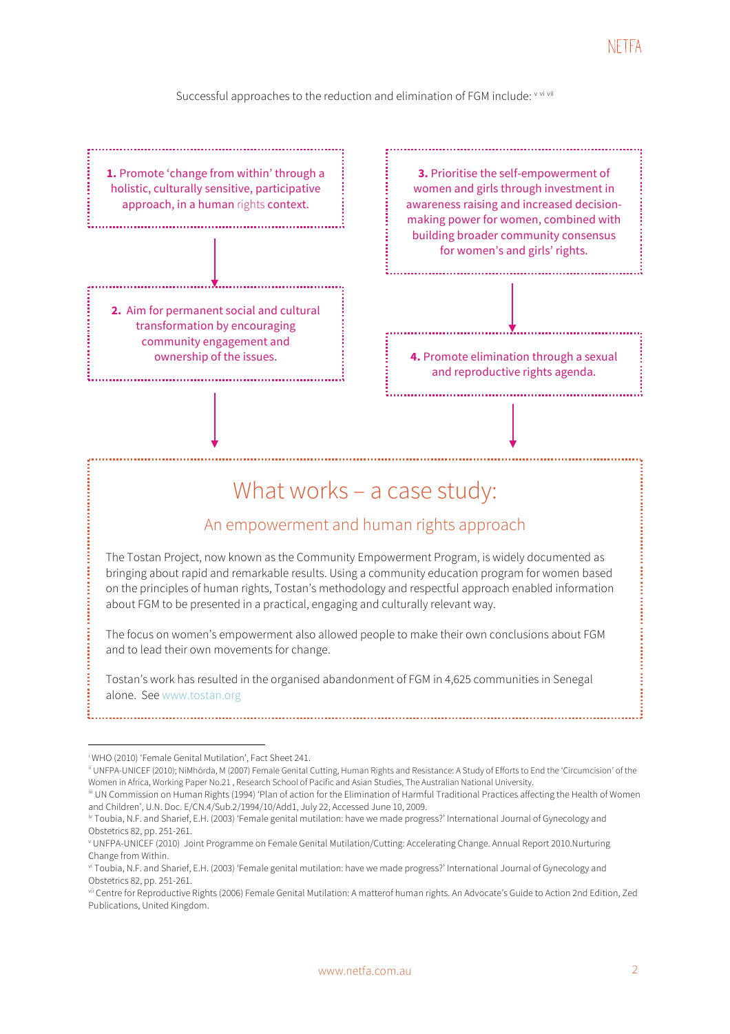Successful approaches to the reduction and elimination of FGM include: [v vi vii]

**1.** Promote 'change from within' through a holistic, culturally sensitive, participative approach, in a human rights context.

**2.** Aim for permanent social and cultural transformation by encouraging community engagement and ownership of the issues.

**3.** Prioritise the self-empowerment of women and girls through investment in awareness raising and increased decision-making power for women, combined with building broader community consensus for women's and girls' rights.

**4.** Promote elimination through a sexual and reproductive rights agenda.

# What works – a case study:

## An empowerment and human rights approach

The Tostan Project, now known as the Community Empowerment Program, is widely documented as bringing about rapid and remarkable results. Using a community education program for women based on the principles of human rights, Tostan's methodology and respectful approach enabled information about FGM to be presented in a practical, engaging and culturally relevant way.

The focus on women's empowerment also allowed people to make their own conclusions about FGM and to lead their own movements for change.

Tostan's work has resulted in the organised abandonment of FGM in 4,625 communities in Senegal alone. See www.tostan.org

---

[i] WHO (2010) 'Female Genital Mutilation', Fact Sheet 241.

[ii] UNFPA-UNICEF (2010); NiMhórda, M (2007) Female Genital Cutting, Human Rights and Resistance: A Study of Efforts to End the 'Circumcision' of the Women in Africa, Working Paper No.21 , Research School of Pacific and Asian Studies, The Australian National University.

[iii] UN Commission on Human Rights (1994) 'Plan of action for the Elimination of Harmful Traditional Practices affecting the Health of Women and Children', U.N. Doc. E/CN.4/Sub.2/1994/10/Add1, July 22, Accessed June 10, 2009.

[iv] Toubia, N.F. and Sharief, E.H. (2003) 'Female genital mutilation: have we made progress?' International Journal of Gynecology and Obstetrics 82, pp. 251-261.

[v] UNFPA-UNICEF (2010) Joint Programme on Female Genital Mutilation/Cutting: Accelerating Change. Annual Report 2010.Nurturing Change from Within.

[vi] Toubia, N.F. and Sharief, E.H. (2003) 'Female genital mutilation: have we made progress?' International Journal of Gynecology and Obstetrics 82, pp. 251-261.

[vii] Centre for Reproductive Rights (2006) Female Genital Mutilation: A matterof human rights. An Advocate's Guide to Action 2nd Edition, Zed Publications, United Kingdom.